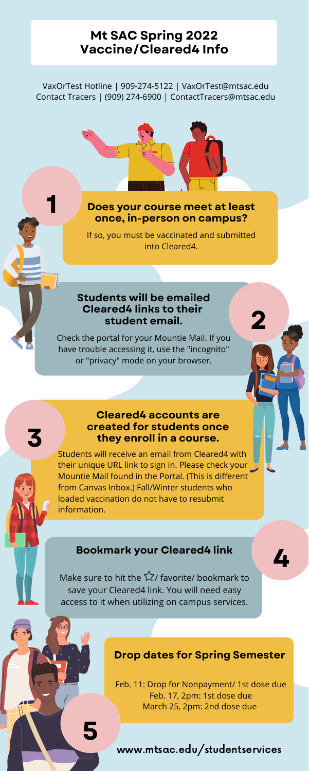# Mt SAC Spring 2022 Vaccine/Cleared4 Info

VaxOrTest Hotline | 909-274-5122 | VaxOrTest@mtsac.edu
Contact Tracers | (909) 274-6900 | ContactTracers@mtsac.edu

## 1

### Does your course meet at least once, in-person on campus?

If so, you must be vaccinated and submitted into Cleared4.

## 2

### Students will be emailed Cleared4 links to their student email.

Check the portal for your Mountie Mail. If you have trouble accessing it, use the "incognito" or "privacy" mode on your browser.

## 3

### Cleared4 accounts are created for students once they enroll in a course.

Students will receive an email from Cleared4 with their unique URL link to sign in. Please check your Mountie Mail found in the Portal. (This is different from Canvas Inbox.) Fall/Winter students who loaded vaccination do not have to resubmit information.

## 4

### Bookmark your Cleared4 link

Make sure to hit the ☆/ favorite/ bookmark to save your Cleared4 link. You will need easy access to it when utilizing on campus services.

## 5

### Drop dates for Spring Semester

Feb. 11: Drop for Nonpayment/ 1st dose due
Feb. 17, 2pm: 1st dose due
March 25, 2pm: 2nd dose due

www.mtsac.edu/studentservices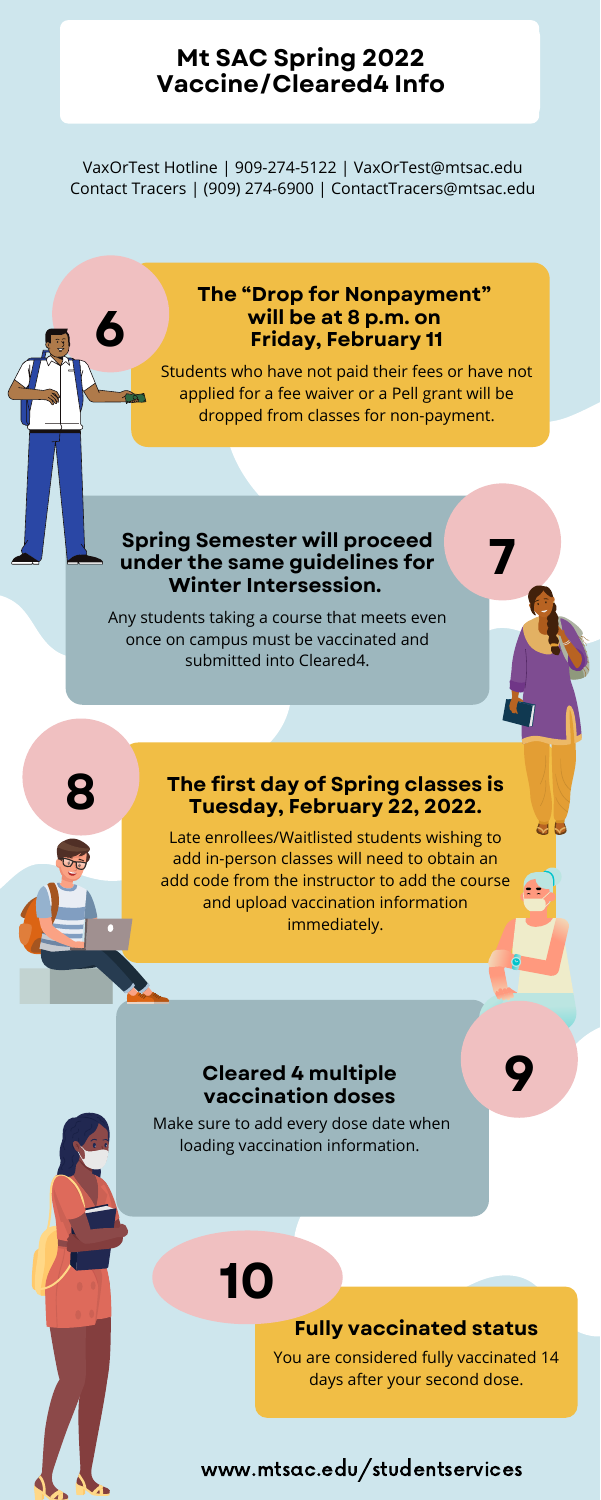# Mt SAC Spring 2022 Vaccine/Cleared4 Info

VaxOrTest Hotline | 909-274-5122 | VaxOrTest@mtsac.edu
Contact Tracers | (909) 274-6900 | ContactTracers@mtsac.edu

## 6

### The "Drop for Nonpayment" will be at 8 p.m. on Friday, February 11

Students who have not paid their fees or have not applied for a fee waiver or a Pell grant will be dropped from classes for non-payment.

## 7

### Spring Semester will proceed under the same guidelines for Winter Intersession.

Any students taking a course that meets even once on campus must be vaccinated and submitted into Cleared4.

## 8

### The first day of Spring classes is Tuesday, February 22, 2022.

Late enrollees/Waitlisted students wishing to add in-person classes will need to obtain an add code from the instructor to add the course and upload vaccination information immediately.

## 9

### Cleared 4 multiple vaccination doses

Make sure to add every dose date when loading vaccination information.

## 10

### Fully vaccinated status

You are considered fully vaccinated 14 days after your second dose.

www.mtsac.edu/studentservices